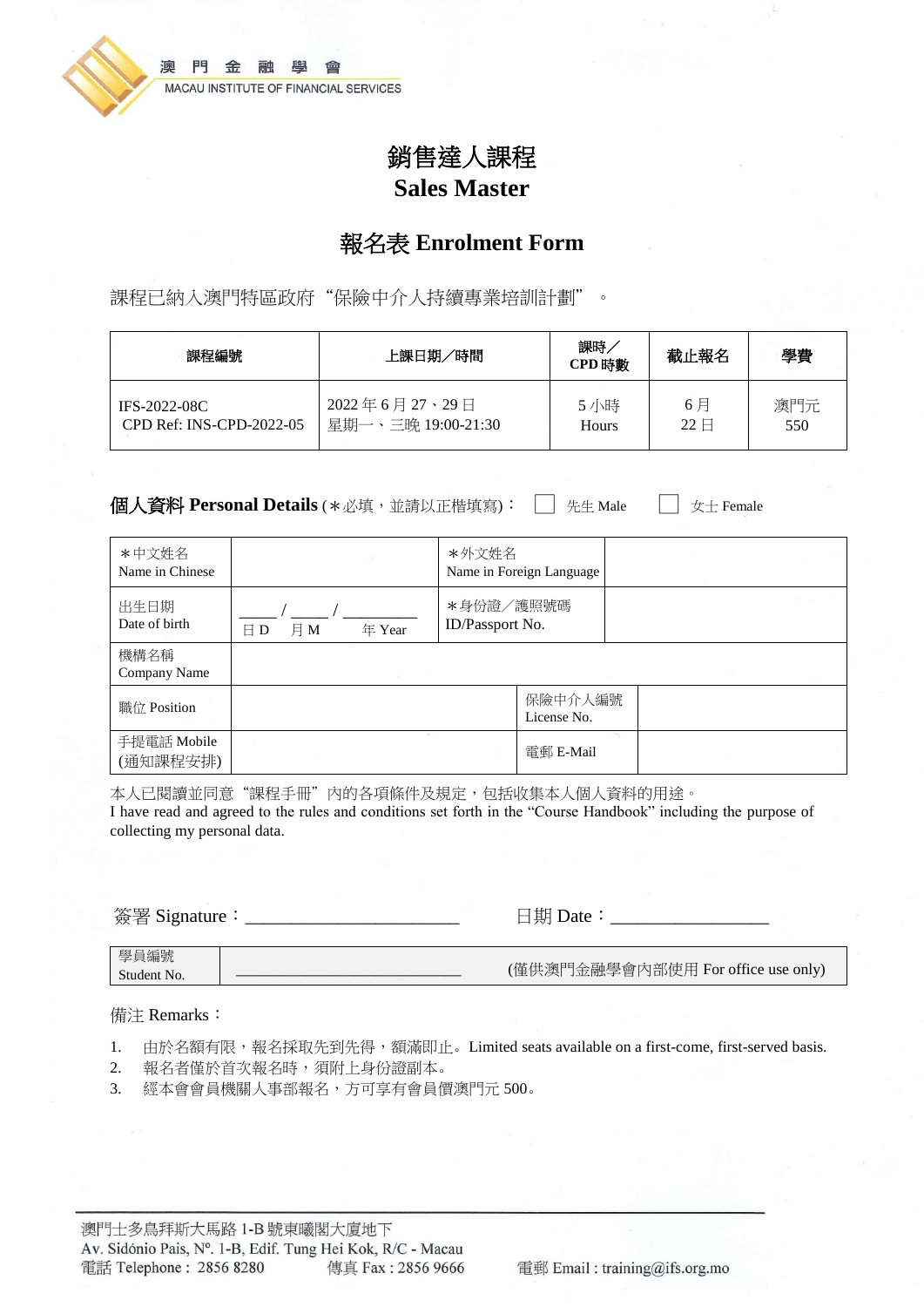澳門金融學會
MACAU INSTITUTE OF FINANCIAL SERVICES

# 銷售達人課程
# Sales Master

## 報名表 Enrolment Form

課程已納入澳門特區政府"保險中介人持續專業培訓計劃"。

| 課程編號 | 上課日期／時間 | 課時／CPD 時數 | 截止報名 | 學費 |
|---|---|---|---|---|
| IFS-2022-08C<br>CPD Ref: INS-CPD-2022-05 | 2022 年 6 月 27、29 日<br>星期一、三晚 19:00-21:30 | 5 小時<br>Hours | 6 月<br>22 日 | 澳門元<br>550 |

**個人資料 Personal Details** (*必填，並請以正楷填寫)： ☐ 先生 Male ☐ 女士 Female

| *中文姓名<br>Name in Chinese | | *外文姓名<br>Name in Foreign Language | |
|---|---|---|---|
| 出生日期<br>Date of birth | \_\_\_\_ / \_\_\_\_ / \_\_\_\_\_\_\_\_<br>日 D 月 M 年 Year | *身份證／護照號碼<br>ID/Passport No. | |
| 機構名稱<br>Company Name | | | |
| 職位 Position | | 保險中介人編號<br>License No. | |
| 手提電話 Mobile<br>(通知課程安排) | | 電郵 E-Mail | |

本人已閱讀並同意"課程手冊"內的各項條件及規定，包括收集本人個人資料的用途。
I have read and agreed to the rules and conditions set forth in the "Course Handbook" including the purpose of collecting my personal data.

簽署 Signature：\_\_\_\_\_\_\_\_\_\_\_\_\_\_\_\_\_\_\_\_\_\_ 日期 Date：\_\_\_\_\_\_\_\_\_\_\_\_\_\_\_\_

| 學員編號<br>Student No. | \_\_\_\_\_\_\_\_\_\_\_\_\_\_\_\_\_\_\_\_\_\_\_\_\_\_ | (僅供澳門金融學會內部使用 For office use only) |
|---|---|---|

備注 Remarks：

1. 由於名額有限，報名採取先到先得，額滿即止。Limited seats available on a first-come, first-served basis.
2. 報名者僅於首次報名時，須附上身份證副本。
3. 經本會會員機關人事部報名，方可享有會員價澳門元 500。

澳門士多鳥拜斯大馬路 1-B 號東曦閣大廈地下
Av. Sidónio Pais, Nº. 1-B, Edif. Tung Hei Kok, R/C - Macau
電話 Telephone： 2856 8280 傳真 Fax : 2856 9666 電郵 Email : training@ifs.org.mo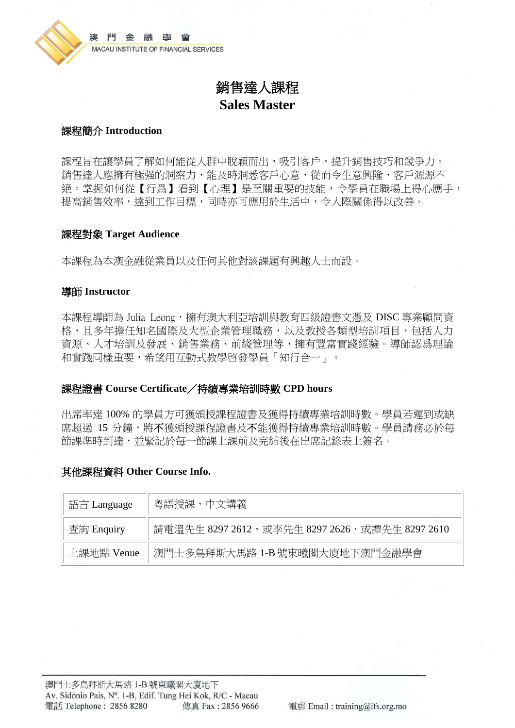# 銷售達人課程
# Sales Master

## 課程簡介 Introduction

課程旨在讓學員了解如何能從人群中脫穎而出，吸引客戶，提升銷售技巧和競爭力。銷售達人應擁有極强的洞察力，能及時洞悉客戶心意，從而令生意興隆，客戶源源不絕。掌握如何從【行爲】看到【心理】是至關重要的技能，令學員在職場上得心應手，提高銷售效率，達到工作目標，同時亦可應用於生活中，令人際關係得以改善。

## 課程對象 Target Audience

本課程為本澳金融從業員以及任何其他對該課題有興趣人士而設。

## 導師 Instructor

本課程導師為 Julia Leong，擁有澳大利亞培訓與教育四級證書文憑及 DISC 專業顧問資格，且多年擔任知名國際及大型企業管理職務，以及教授各類型培訓項目，包括人力資源、人才培訓及發展、銷售業務、前綫管理等，擁有豐富實踐經驗。導師認爲理論和實踐同樣重要，希望用互動式教學啓發學員「知行合一」。

## 課程證書 Course Certificate／持續專業培訓時數 CPD hours

出席率達 100% 的學員方可獲頒授課程證書及獲得持續專業培訓時數。學員若遲到或缺席超過 15 分鐘，將**不**獲頒授課程證書及**不**能獲得持續專業培訓時數。學員請務必於每節課準時到達，並緊記於每一節課上課前及完結後在出席記錄表上簽名。

## 其他課程資料 Other Course Info.

| | |
|---|---|
| 語言 Language | 粵語授課，中文講義 |
| 查詢 Enquiry | 請電溫先生 8297 2612，或李先生 8297 2626，或譚先生 8297 2610 |
| 上課地點 Venue | 澳門士多鳥拜斯大馬路 1-B 號東曦閣大廈地下澳門金融學會 |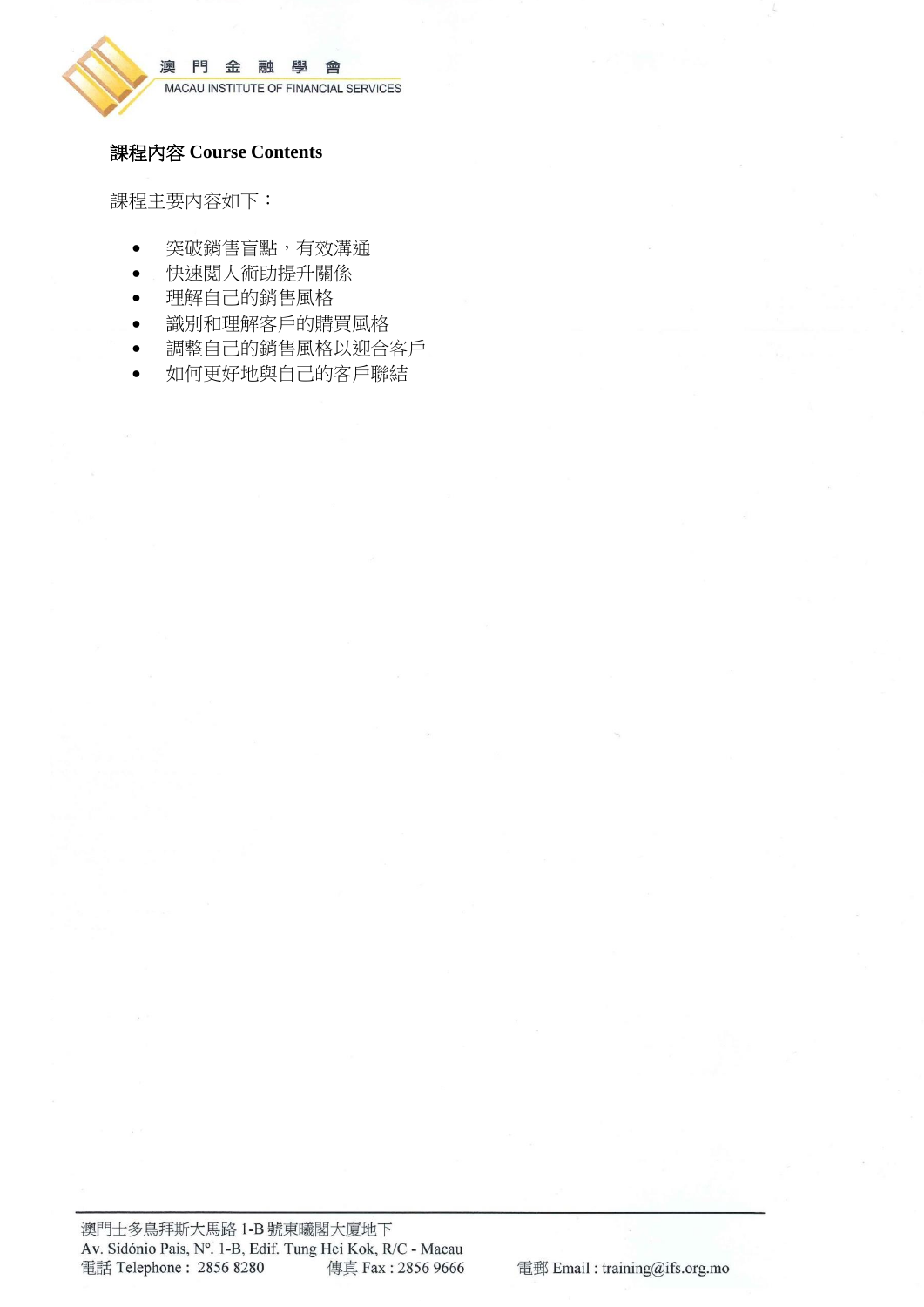## 課程內容 Course Contents

課程主要內容如下：

- 突破銷售盲點，有效溝通
- 快速閱人術助提升關係
- 理解自己的銷售風格
- 識別和理解客戶的購買風格
- 調整自己的銷售風格以迎合客戶
- 如何更好地與自己的客戶聯結